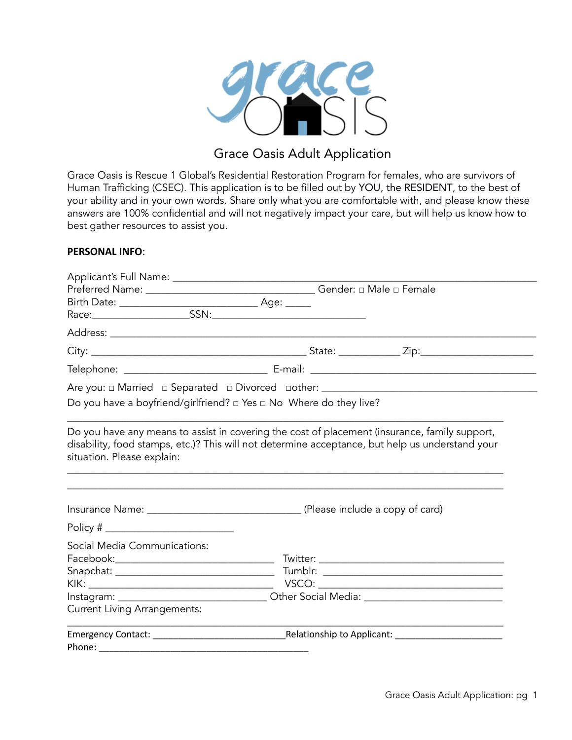# Grace Oasis Adult Application

Grace Oasis is Rescue 1 Global's Residential Restoration Program for females, who are survivors of Human Trafficking (CSEC). This application is to be filled out by YOU, the RESIDENT, to the best of your ability and in your own words. Share only what you are comfortable with, and please know these answers are 100% confidential and will not negatively impact your care, but will help us know how to best gather resources to assist you.

**PERSONAL INFO**:

Applicant's Full Name: ___________________________________________________________________

Preferred Name: ______________________________ Gender: ☐ Male ☐ Female

Birth Date: _________________________ Age: _____

Race:_________________SSN:____________________________

Address: ______________________________________________________________________________

City: ________________________________________ State: ___________ Zip:___________________

Telephone: __________________________ E-mail: __________________________________________

Are you: ☐ Married ☐ Separated ☐ Divorced ☐other: _____________________________________

Do you have a boyfriend/girlfriend? ☐ Yes ☐ No Where do they live?

_______________________________________________________________________________________

Do you have any means to assist in covering the cost of placement (insurance, family support, disability, food stamps, etc.)? This will not determine acceptance, but help us understand your situation. Please explain:

_______________________________________________________________________________________

_______________________________________________________________________________________

Insurance Name: ____________________________ (Please include a copy of card)

Policy # _______________________

Social Media Communications:

Facebook:_____________________________ Twitter: __________________________________

Snapchat: _____________________________ Tumblr: __________________________________

KIK: _________________________________ VSCO: ___________________________________

Instagram: ____________________________ Other Social Media: _________________________

Current Living Arrangements:

_______________________________________________________________________________________

Emergency Contact: _________________________Relationship to Applicant: ____________________

Phone: _______________________________________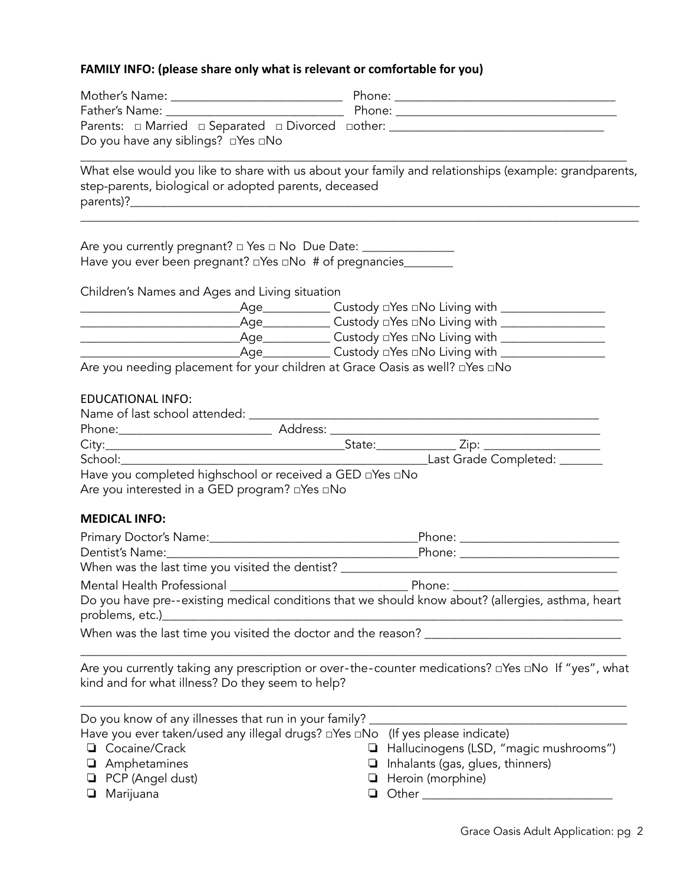**FAMILY INFO: (please share only what is relevant or comfortable for you)**

Mother's Name: ___________________________ Phone: ___________________________________
Father's Name: ___________________________ Phone: ___________________________________
Parents: □ Married □ Separated □ Divorced □other: _________________________________
Do you have any siblings? □Yes □No

_____________________________________________________________________________________

What else would you like to share with us about your family and relationships (example: grandparents, step-parents, biological or adopted parents, deceased parents)?___________________________________________________________________________________
_____________________________________________________________________________________

Are you currently pregnant? □ Yes □ No Due Date: ______________
Have you ever been pregnant? □Yes □No # of pregnancies________

Children's Names and Ages and Living situation
________________________Age__________ Custody □Yes □No Living with ________________
________________________Age__________ Custody □Yes □No Living with ________________
________________________Age__________ Custody □Yes □No Living with ________________
________________________Age__________ Custody □Yes □No Living with ________________
Are you needing placement for your children at Grace Oasis as well? □Yes □No

EDUCATIONAL INFO:
Name of last school attended: _______________________________________________________
Phone:_______________________ Address: ____________________________________________
City:____________________________________State:____________ Zip: _________________
School:_______________________________________________Last Grade Completed: _______
Have you completed highschool or received a GED □Yes □No
Are you interested in a GED program? □Yes □No

**MEDICAL INFO:**

Primary Doctor's Name:________________________________Phone: ________________________
Dentist's Name:______________________________________Phone: ________________________
When was the last time you visited the dentist? ___________________________________________
Mental Health Professional ___________________________ Phone: _________________________
Do you have pre--existing medical conditions that we should know about? (allergies, asthma, heart problems, etc.)_____________________________________________________________________
When was the last time you visited the doctor and the reason? ______________________________
_____________________________________________________________________________________

Are you currently taking any prescription or over-the-counter medications? □Yes □No If "yes", what kind and for what illness? Do they seem to help?

_____________________________________________________________________________________

Do you know of any illnesses that run in your family? _______________________________________
Have you ever taken/used any illegal drugs? □Yes □No (If yes please indicate)

- ❏ Cocaine/Crack
- ❏ Amphetamines
- ❏ PCP (Angel dust)
- ❏ Marijuana
- ❏ Hallucinogens (LSD, "magic mushrooms")
- ❏ Inhalants (gas, glues, thinners)
- ❏ Heroin (morphine)
- ❏ Other _____________________________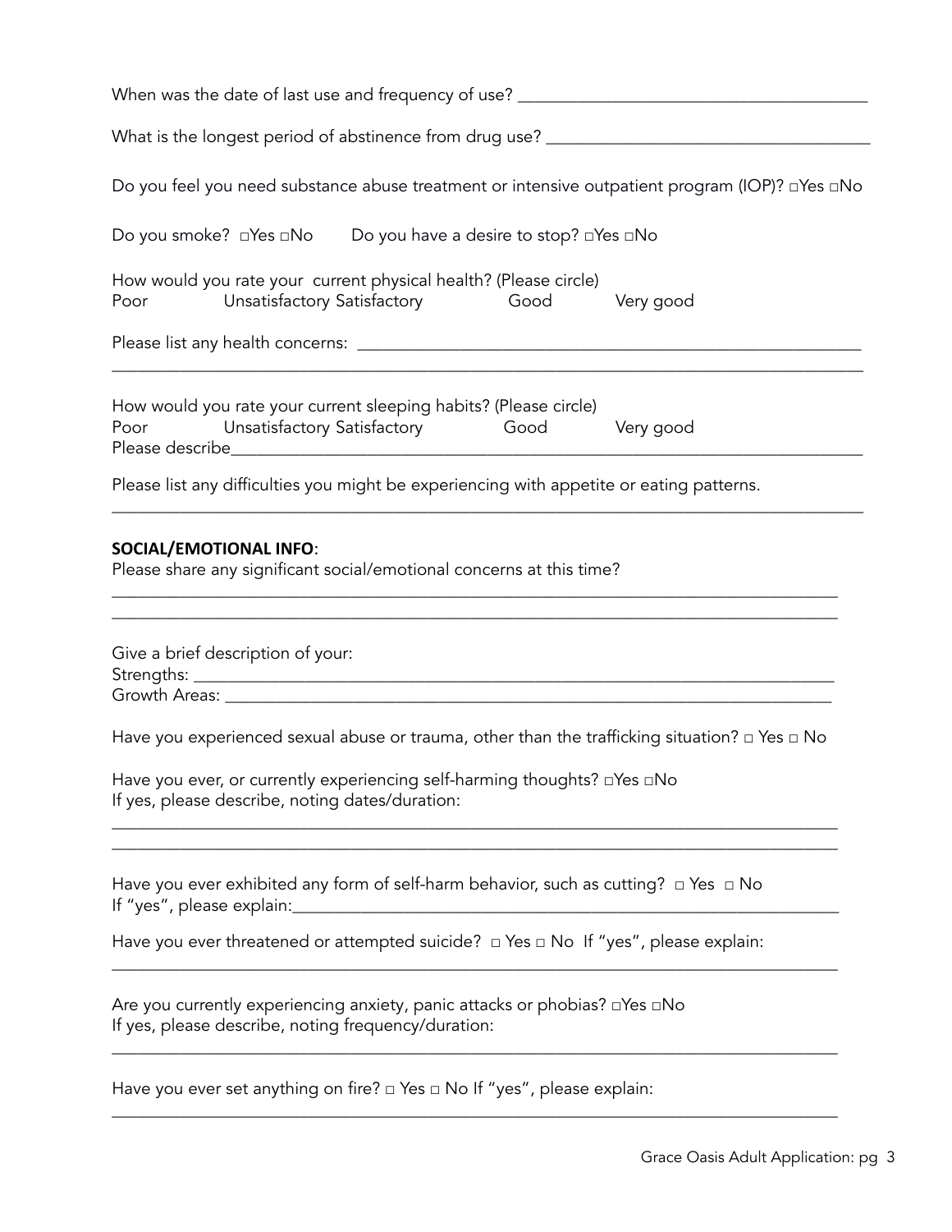When was the date of last use and frequency of use? ________________________________________

What is the longest period of abstinence from drug use? ____________________________________

Do you feel you need substance abuse treatment or intensive outpatient program (IOP)? □Yes □No

Do you smoke? □Yes □No  Do you have a desire to stop? □Yes □No

How would you rate your current physical health? (Please circle)
Poor  Unsatisfactory Satisfactory  Good  Very good

Please list any health concerns: ____________________________________________________________
____________________________________________________________________________________

How would you rate your current sleeping habits? (Please circle)
Poor  Unsatisfactory Satisfactory  Good  Very good
Please describe______________________________________________________________________

Please list any difficulties you might be experiencing with appetite or eating patterns.
____________________________________________________________________________________

**SOCIAL/EMOTIONAL INFO**:
Please share any significant social/emotional concerns at this time?
____________________________________________________________________________________
____________________________________________________________________________________

Give a brief description of your:
Strengths: __________________________________________________________________________
Growth Areas: _______________________________________________________________________

Have you experienced sexual abuse or trauma, other than the trafficking situation? □ Yes □ No

Have you ever, or currently experiencing self-harming thoughts? □Yes □No
If yes, please describe, noting dates/duration:
____________________________________________________________________________________
____________________________________________________________________________________

Have you ever exhibited any form of self-harm behavior, such as cutting? □ Yes □ No
If "yes", please explain:_________________________________________________________________

Have you ever threatened or attempted suicide? □ Yes □ No If "yes", please explain:
____________________________________________________________________________________

Are you currently experiencing anxiety, panic attacks or phobias? □Yes □No
If yes, please describe, noting frequency/duration:
____________________________________________________________________________________

Have you ever set anything on fire? □ Yes □ No If "yes", please explain:
____________________________________________________________________________________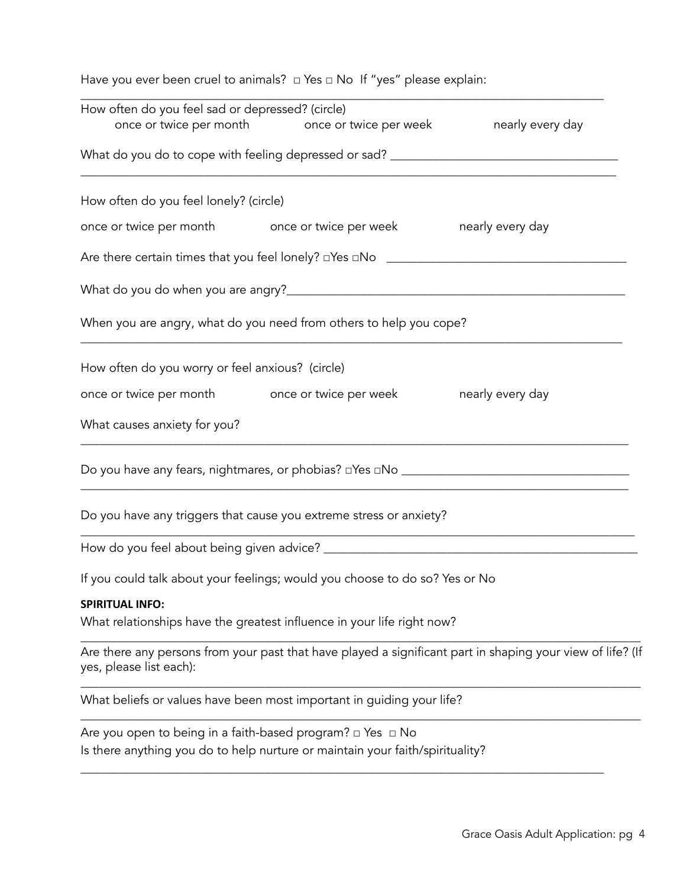Have you ever been cruel to animals? □ Yes □ No If "yes" please explain:

______________________________________________________________________________

How often do you feel sad or depressed? (circle)

once or twice per month     once or twice per week     nearly every day

What do you do to cope with feeling depressed or sad? ______________________________

______________________________________________________________________________

How often do you feel lonely? (circle)

once or twice per month     once or twice per week     nearly every day

Are there certain times that you feel lonely? □Yes □No ______________________________

What do you do when you are angry?_________________________________________________

When you are angry, what do you need from others to help you cope?

______________________________________________________________________________

How often do you worry or feel anxious? (circle)

once or twice per month     once or twice per week     nearly every day

What causes anxiety for you?

______________________________________________________________________________

Do you have any fears, nightmares, or phobias? □Yes □No ______________________________

______________________________________________________________________________

Do you have any triggers that cause you extreme stress or anxiety?

______________________________________________________________________________

How do you feel about being given advice? __________________________________________

If you could talk about your feelings; would you choose to do so? Yes or No

**SPIRITUAL INFO:**

What relationships have the greatest influence in your life right now?

______________________________________________________________________________

Are there any persons from your past that have played a significant part in shaping your view of life? (If yes, please list each):

______________________________________________________________________________

What beliefs or values have been most important in guiding your life?

______________________________________________________________________________

Are you open to being in a faith-based program? □ Yes □ No

Is there anything you do to help nurture or maintain your faith/spirituality?

______________________________________________________________________________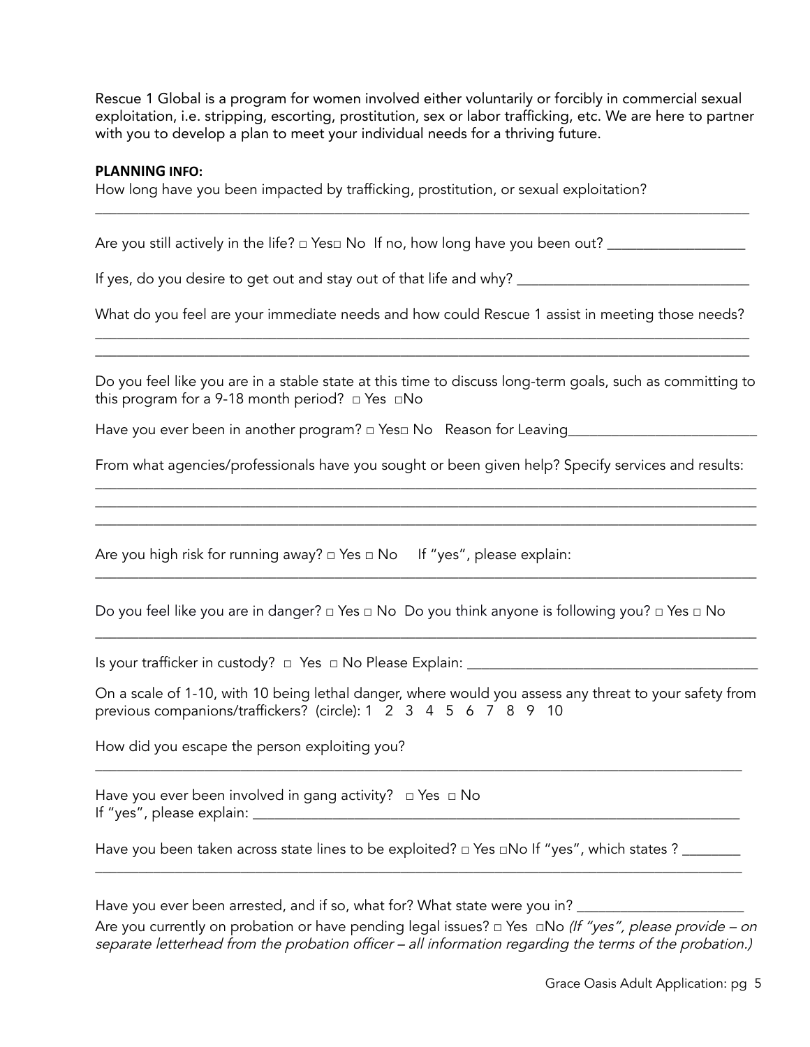Rescue 1 Global is a program for women involved either voluntarily or forcibly in commercial sexual exploitation, i.e. stripping, escorting, prostitution, sex or labor trafficking, etc. We are here to partner with you to develop a plan to meet your individual needs for a thriving future.

**PLANNING INFO:**

How long have you been impacted by trafficking, prostitution, or sexual exploitation?

___________________________________________________________________________________________

Are you still actively in the life? □ Yes□ No If no, how long have you been out? __________________

If yes, do you desire to get out and stay out of that life and why? _______________________________

What do you feel are your immediate needs and how could Rescue 1 assist in meeting those needs?

___________________________________________________________________________________________

___________________________________________________________________________________________

Do you feel like you are in a stable state at this time to discuss long-term goals, such as committing to this program for a 9-18 month period? □ Yes □No

Have you ever been in another program? □ Yes□ No Reason for Leaving_________________________

From what agencies/professionals have you sought or been given help? Specify services and results:

___________________________________________________________________________________________

___________________________________________________________________________________________

___________________________________________________________________________________________

Are you high risk for running away? □ Yes □ No If "yes", please explain:

___________________________________________________________________________________________

Do you feel like you are in danger? □ Yes □ No Do you think anyone is following you? □ Yes □ No

___________________________________________________________________________________________

Is your trafficker in custody? □ Yes □ No Please Explain: ______________________________________

On a scale of 1-10, with 10 being lethal danger, where would you assess any threat to your safety from previous companions/traffickers? (circle): 1 2 3 4 5 6 7 8 9 10

How did you escape the person exploiting you?

___________________________________________________________________________________________

Have you ever been involved in gang activity? □ Yes □ No

If "yes", please explain: ___________________________________________________________________

Have you been taken across state lines to be exploited? □ Yes □No If "yes", which states ? ________

___________________________________________________________________________________________

Have you ever been arrested, and if so, what for? What state were you in? ______________________

Are you currently on probation or have pending legal issues? □ Yes □No *(If "yes", please provide – on separate letterhead from the probation officer – all information regarding the terms of the probation.)*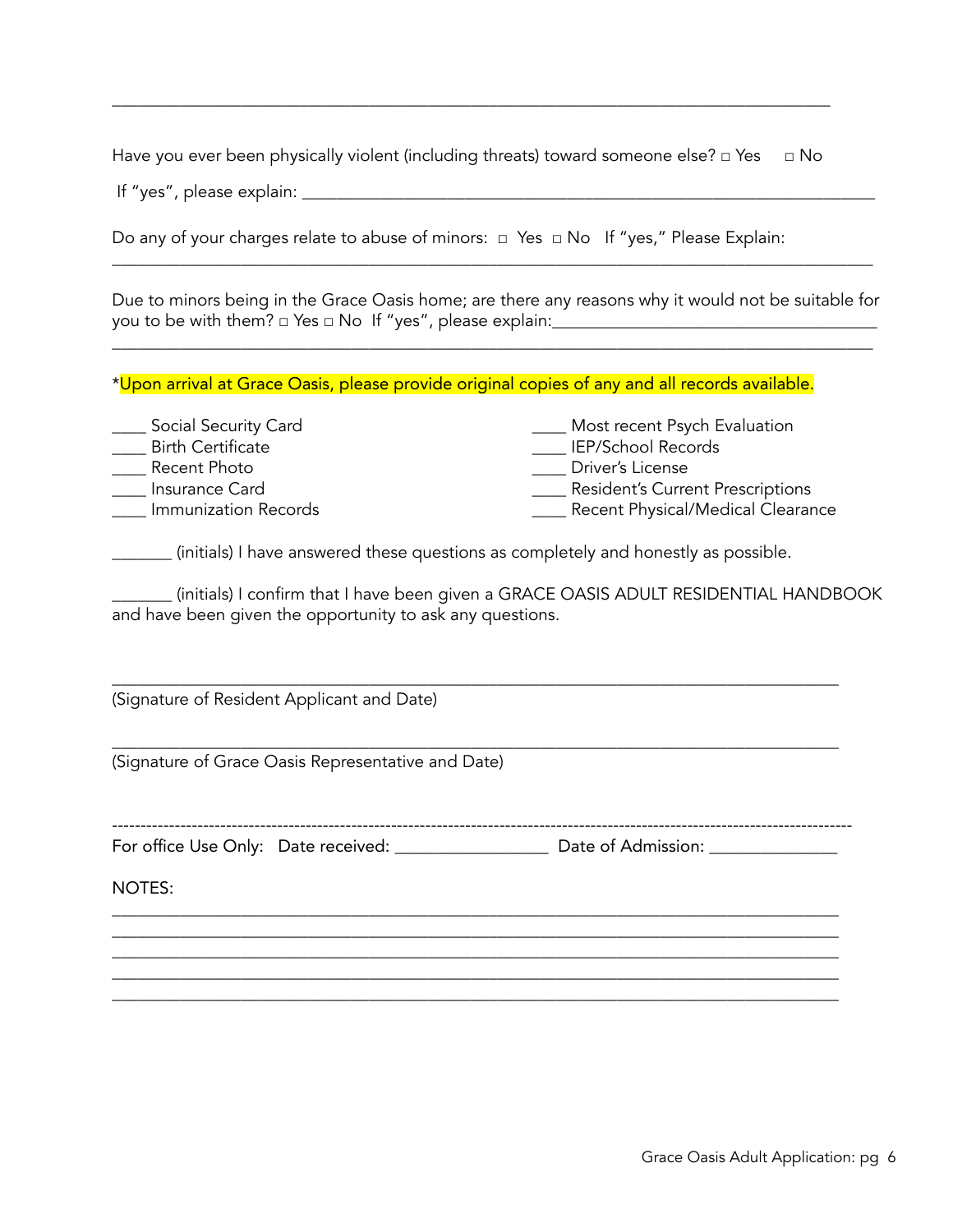\_\_\_\_\_\_\_\_\_\_\_\_\_\_\_\_\_\_\_\_\_\_\_\_\_\_\_\_\_\_\_\_\_\_\_\_\_\_\_\_\_\_\_\_\_\_\_\_\_\_\_\_\_\_\_\_\_\_\_\_\_\_\_\_\_\_\_\_\_\_\_\_\_\_\_\_

Have you ever been physically violent (including threats) toward someone else? □ Yes □ No

If "yes", please explain: \_\_\_\_\_\_\_\_\_\_\_\_\_\_\_\_\_\_\_\_\_\_\_\_\_\_\_\_\_\_\_\_\_\_\_\_\_\_\_\_\_\_\_\_\_\_\_\_\_\_\_\_\_\_\_\_\_\_

Do any of your charges relate to abuse of minors: □ Yes □ No If "yes," Please Explain:

\_\_\_\_\_\_\_\_\_\_\_\_\_\_\_\_\_\_\_\_\_\_\_\_\_\_\_\_\_\_\_\_\_\_\_\_\_\_\_\_\_\_\_\_\_\_\_\_\_\_\_\_\_\_\_\_\_\_\_\_\_\_\_\_\_\_\_\_\_\_\_\_\_\_\_\_

Due to minors being in the Grace Oasis home; are there any reasons why it would not be suitable for you to be with them? □ Yes □ No If "yes", please explain:\_\_\_\_\_\_\_\_\_\_\_\_\_\_\_\_\_\_\_\_\_\_\_\_\_\_\_\_\_\_\_\_
\_\_\_\_\_\_\_\_\_\_\_\_\_\_\_\_\_\_\_\_\_\_\_\_\_\_\_\_\_\_\_\_\_\_\_\_\_\_\_\_\_\_\_\_\_\_\_\_\_\_\_\_\_\_\_\_\_\_\_\_\_\_\_\_\_\_\_\_\_\_\_\_\_\_\_\_

*Upon arrival at Grace Oasis, please provide original copies of any and all records available.

\_\_\_\_ Social Security Card
\_\_\_\_ Birth Certificate
\_\_\_\_ Recent Photo
\_\_\_\_ Insurance Card
\_\_\_\_ Immunization Records
\_\_\_\_ Most recent Psych Evaluation
\_\_\_\_ IEP/School Records
\_\_\_\_ Driver's License
\_\_\_\_ Resident's Current Prescriptions
\_\_\_\_ Recent Physical/Medical Clearance

\_\_\_\_\_\_\_ (initials) I have answered these questions as completely and honestly as possible.

\_\_\_\_\_\_\_ (initials) I confirm that I have been given a GRACE OASIS ADULT RESIDENTIAL HANDBOOK and have been given the opportunity to ask any questions.

\_\_\_\_\_\_\_\_\_\_\_\_\_\_\_\_\_\_\_\_\_\_\_\_\_\_\_\_\_\_\_\_\_\_\_\_\_\_\_\_\_\_\_\_\_\_\_\_\_\_\_\_\_\_\_\_\_\_\_\_\_\_\_\_\_\_\_\_\_\_\_\_\_\_\_\_
(Signature of Resident Applicant and Date)

\_\_\_\_\_\_\_\_\_\_\_\_\_\_\_\_\_\_\_\_\_\_\_\_\_\_\_\_\_\_\_\_\_\_\_\_\_\_\_\_\_\_\_\_\_\_\_\_\_\_\_\_\_\_\_\_\_\_\_\_\_\_\_\_\_\_\_\_\_\_\_\_\_\_\_\_
(Signature of Grace Oasis Representative and Date)

---

For office Use Only: Date received: \_\_\_\_\_\_\_\_\_\_\_\_\_\_\_\_\_ Date of Admission: \_\_\_\_\_\_\_\_\_\_\_\_\_\_

NOTES:

\_\_\_\_\_\_\_\_\_\_\_\_\_\_\_\_\_\_\_\_\_\_\_\_\_\_\_\_\_\_\_\_\_\_\_\_\_\_\_\_\_\_\_\_\_\_\_\_\_\_\_\_\_\_\_\_\_\_\_\_\_\_\_\_\_\_\_\_\_\_\_\_\_\_\_\_
\_\_\_\_\_\_\_\_\_\_\_\_\_\_\_\_\_\_\_\_\_\_\_\_\_\_\_\_\_\_\_\_\_\_\_\_\_\_\_\_\_\_\_\_\_\_\_\_\_\_\_\_\_\_\_\_\_\_\_\_\_\_\_\_\_\_\_\_\_\_\_\_\_\_\_\_
\_\_\_\_\_\_\_\_\_\_\_\_\_\_\_\_\_\_\_\_\_\_\_\_\_\_\_\_\_\_\_\_\_\_\_\_\_\_\_\_\_\_\_\_\_\_\_\_\_\_\_\_\_\_\_\_\_\_\_\_\_\_\_\_\_\_\_\_\_\_\_\_\_\_\_\_
\_\_\_\_\_\_\_\_\_\_\_\_\_\_\_\_\_\_\_\_\_\_\_\_\_\_\_\_\_\_\_\_\_\_\_\_\_\_\_\_\_\_\_\_\_\_\_\_\_\_\_\_\_\_\_\_\_\_\_\_\_\_\_\_\_\_\_\_\_\_\_\_\_\_\_\_
\_\_\_\_\_\_\_\_\_\_\_\_\_\_\_\_\_\_\_\_\_\_\_\_\_\_\_\_\_\_\_\_\_\_\_\_\_\_\_\_\_\_\_\_\_\_\_\_\_\_\_\_\_\_\_\_\_\_\_\_\_\_\_\_\_\_\_\_\_\_\_\_\_\_\_\_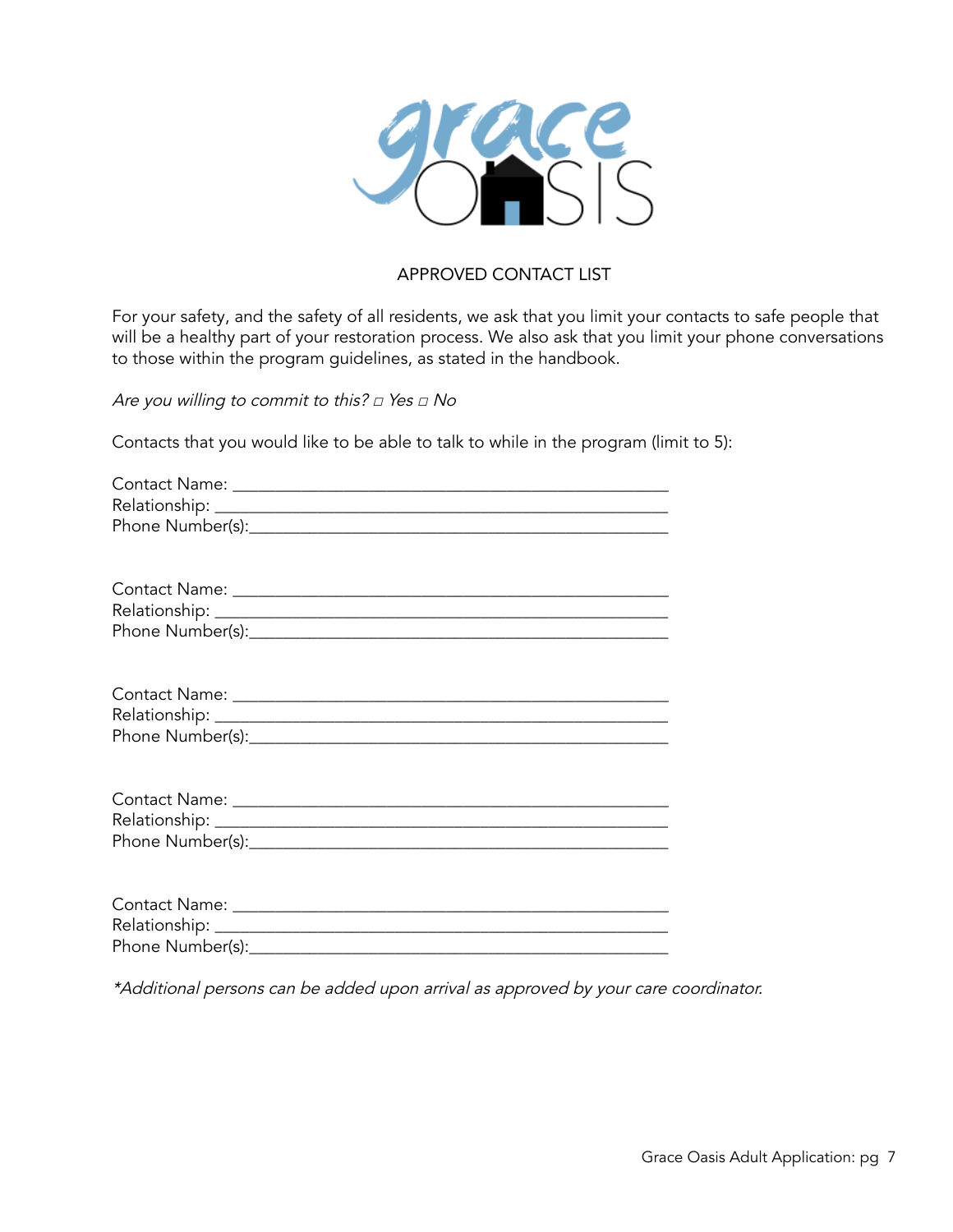# APPROVED CONTACT LIST

For your safety, and the safety of all residents, we ask that you limit your contacts to safe people that will be a healthy part of your restoration process. We also ask that you limit your phone conversations to those within the program guidelines, as stated in the handbook.

*Are you willing to commit to this? □ Yes □ No*

Contacts that you would like to be able to talk to while in the program (limit to 5):

Contact Name: ___________________________________________
Relationship: ___________________________________________
Phone Number(s):_________________________________________

Contact Name: ___________________________________________
Relationship: ___________________________________________
Phone Number(s):_________________________________________

Contact Name: ___________________________________________
Relationship: ___________________________________________
Phone Number(s):_________________________________________

Contact Name: ___________________________________________
Relationship: ___________________________________________
Phone Number(s):_________________________________________

Contact Name: ___________________________________________
Relationship: ___________________________________________
Phone Number(s):_________________________________________

*\*Additional persons can be added upon arrival as approved by your care coordinator.*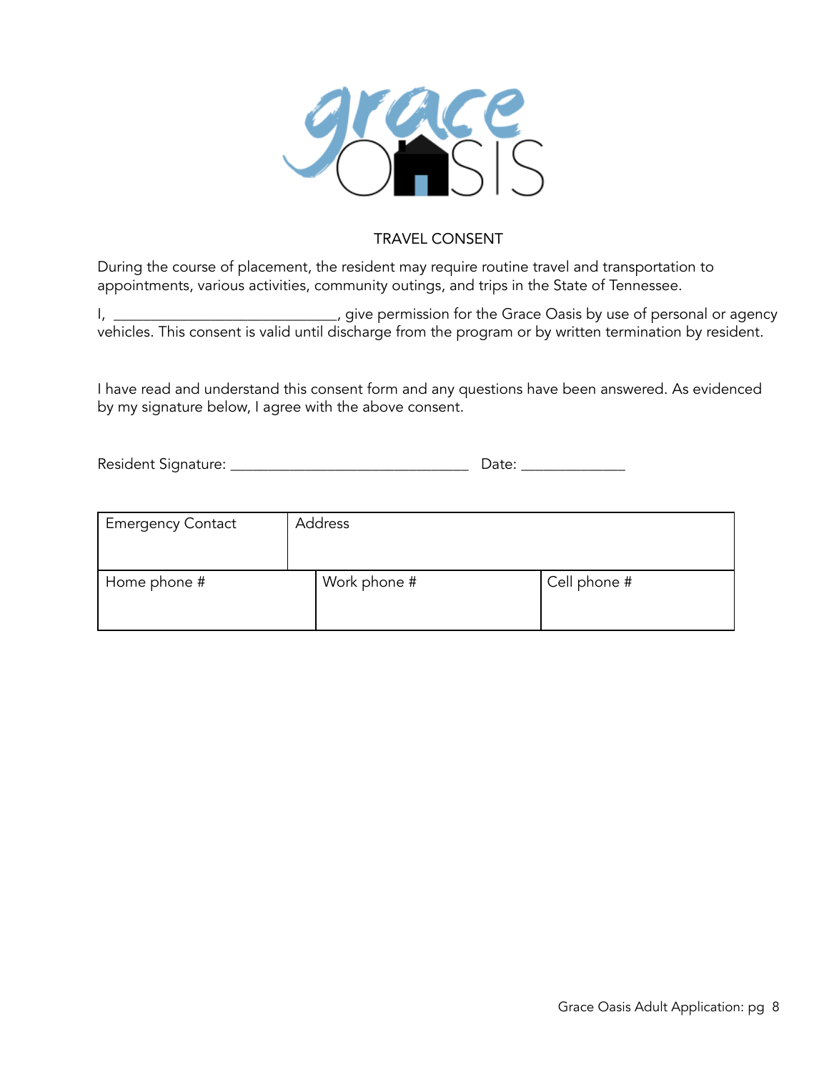# TRAVEL CONSENT

During the course of placement, the resident may require routine travel and transportation to appointments, various activities, community outings, and trips in the State of Tennessee.

I, ______________________________, give permission for the Grace Oasis by use of personal or agency vehicles. This consent is valid until discharge from the program or by written termination by resident.

I have read and understand this consent form and any questions have been answered. As evidenced by my signature below, I agree with the above consent.

Resident Signature: ________________________________ Date: ______________

| Emergency Contact | Address | |
|---|---|---|
| Home phone # | Work phone # | Cell phone # |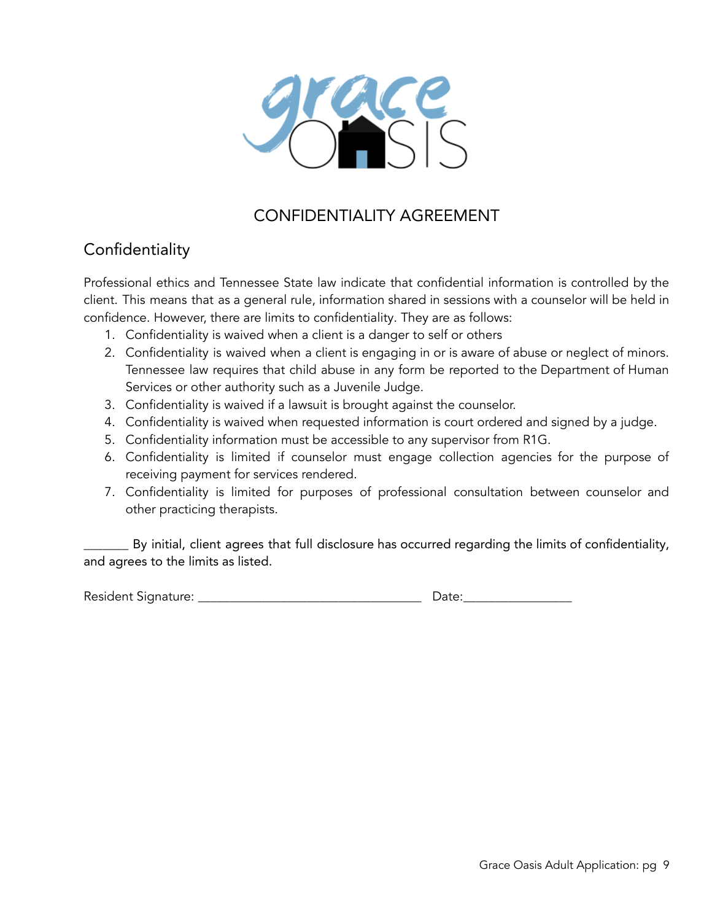# CONFIDENTIALITY AGREEMENT

## Confidentiality

Professional ethics and Tennessee State law indicate that confidential information is controlled by the client. This means that as a general rule, information shared in sessions with a counselor will be held in confidence. However, there are limits to confidentiality. They are as follows:

1. Confidentiality is waived when a client is a danger to self or others
2. Confidentiality is waived when a client is engaging in or is aware of abuse or neglect of minors. Tennessee law requires that child abuse in any form be reported to the Department of Human Services or other authority such as a Juvenile Judge.
3. Confidentiality is waived if a lawsuit is brought against the counselor.
4. Confidentiality is waived when requested information is court ordered and signed by a judge.
5. Confidentiality information must be accessible to any supervisor from R1G.
6. Confidentiality is limited if counselor must engage collection agencies for the purpose of receiving payment for services rendered.
7. Confidentiality is limited for purposes of professional consultation between counselor and other practicing therapists.

_______ By initial, client agrees that full disclosure has occurred regarding the limits of confidentiality, and agrees to the limits as listed.

Resident Signature: ___________________________________ Date:________________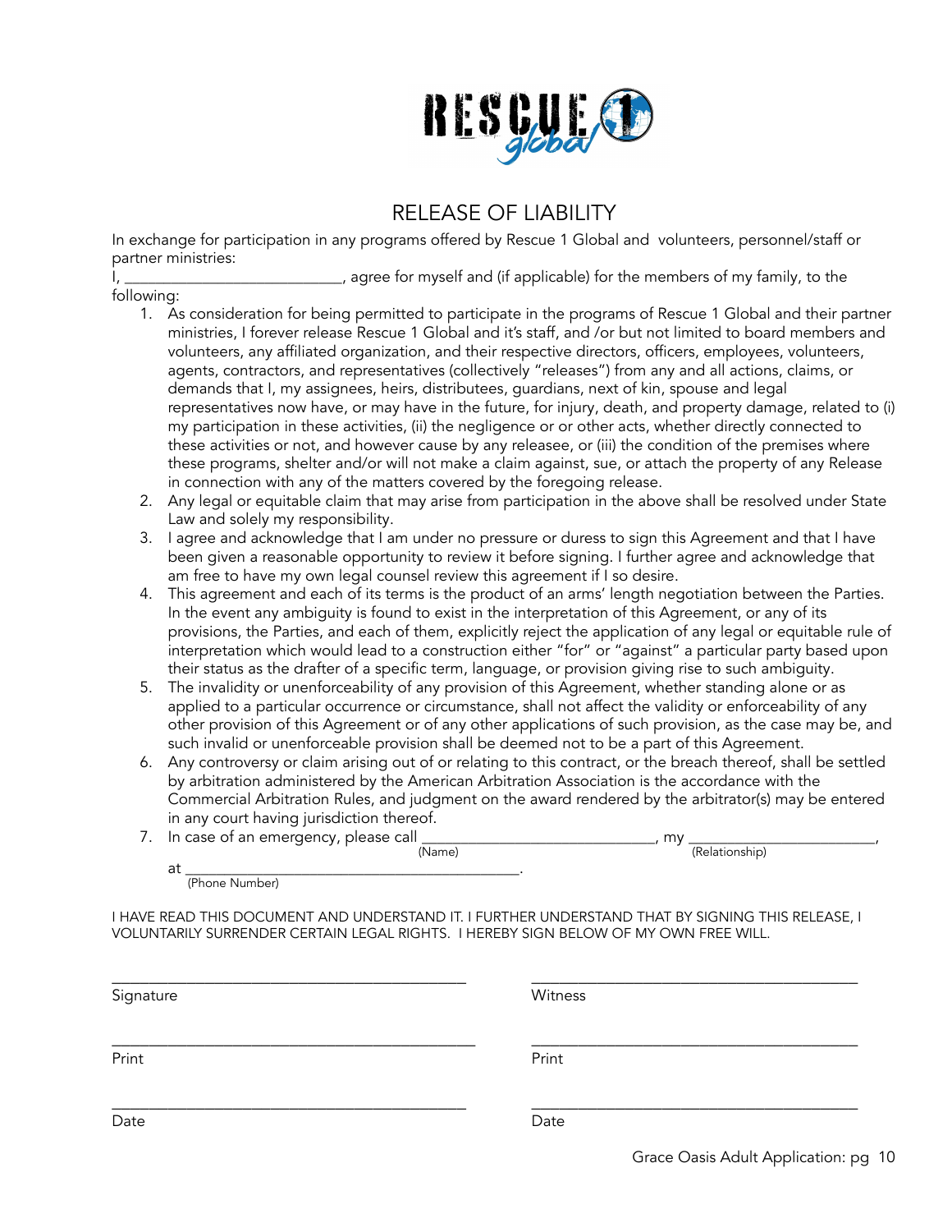# RELEASE OF LIABILITY

In exchange for participation in any programs offered by Rescue 1 Global and volunteers, personnel/staff or partner ministries:

I, ___________________________, agree for myself and (if applicable) for the members of my family, to the following:

1. As consideration for being permitted to participate in the programs of Rescue 1 Global and their partner ministries, I forever release Rescue 1 Global and it's staff, and /or but not limited to board members and volunteers, any affiliated organization, and their respective directors, officers, employees, volunteers, agents, contractors, and representatives (collectively "releases") from any and all actions, claims, or demands that I, my assignees, heirs, distributees, guardians, next of kin, spouse and legal representatives now have, or may have in the future, for injury, death, and property damage, related to (i) my participation in these activities, (ii) the negligence or or other acts, whether directly connected to these activities or not, and however cause by any releasee, or (iii) the condition of the premises where these programs, shelter and/or will not make a claim against, sue, or attach the property of any Release in connection with any of the matters covered by the foregoing release.
2. Any legal or equitable claim that may arise from participation in the above shall be resolved under State Law and solely my responsibility.
3. I agree and acknowledge that I am under no pressure or duress to sign this Agreement and that I have been given a reasonable opportunity to review it before signing. I further agree and acknowledge that am free to have my own legal counsel review this agreement if I so desire.
4. This agreement and each of its terms is the product of an arms' length negotiation between the Parties. In the event any ambiguity is found to exist in the interpretation of this Agreement, or any of its provisions, the Parties, and each of them, explicitly reject the application of any legal or equitable rule of interpretation which would lead to a construction either "for" or "against" a particular party based upon their status as the drafter of a specific term, language, or provision giving rise to such ambiguity.
5. The invalidity or unenforceability of any provision of this Agreement, whether standing alone or as applied to a particular occurrence or circumstance, shall not affect the validity or enforceability of any other provision of this Agreement or of any other applications of such provision, as the case may be, and such invalid or unenforceable provision shall be deemed not to be a part of this Agreement.
6. Any controversy or claim arising out of or relating to this contract, or the breach thereof, shall be settled by arbitration administered by the American Arbitration Association is the accordance with the Commercial Arbitration Rules, and judgment on the award rendered by the arbitrator(s) may be entered in any court having jurisdiction thereof.
7. In case of an emergency, please call ______________________________ (Name), my ________________________ (Relationship), at ____________________________________________ (Phone Number).

I HAVE READ THIS DOCUMENT AND UNDERSTAND IT. I FURTHER UNDERSTAND THAT BY SIGNING THIS RELEASE, I VOLUNTARILY SURRENDER CERTAIN LEGAL RIGHTS. I HEREBY SIGN BELOW OF MY OWN FREE WILL.

_____________________________________ Signature

_____________________________________ Witness

_____________________________________ Print

_____________________________________ Print

_____________________________________ Date

_____________________________________ Date